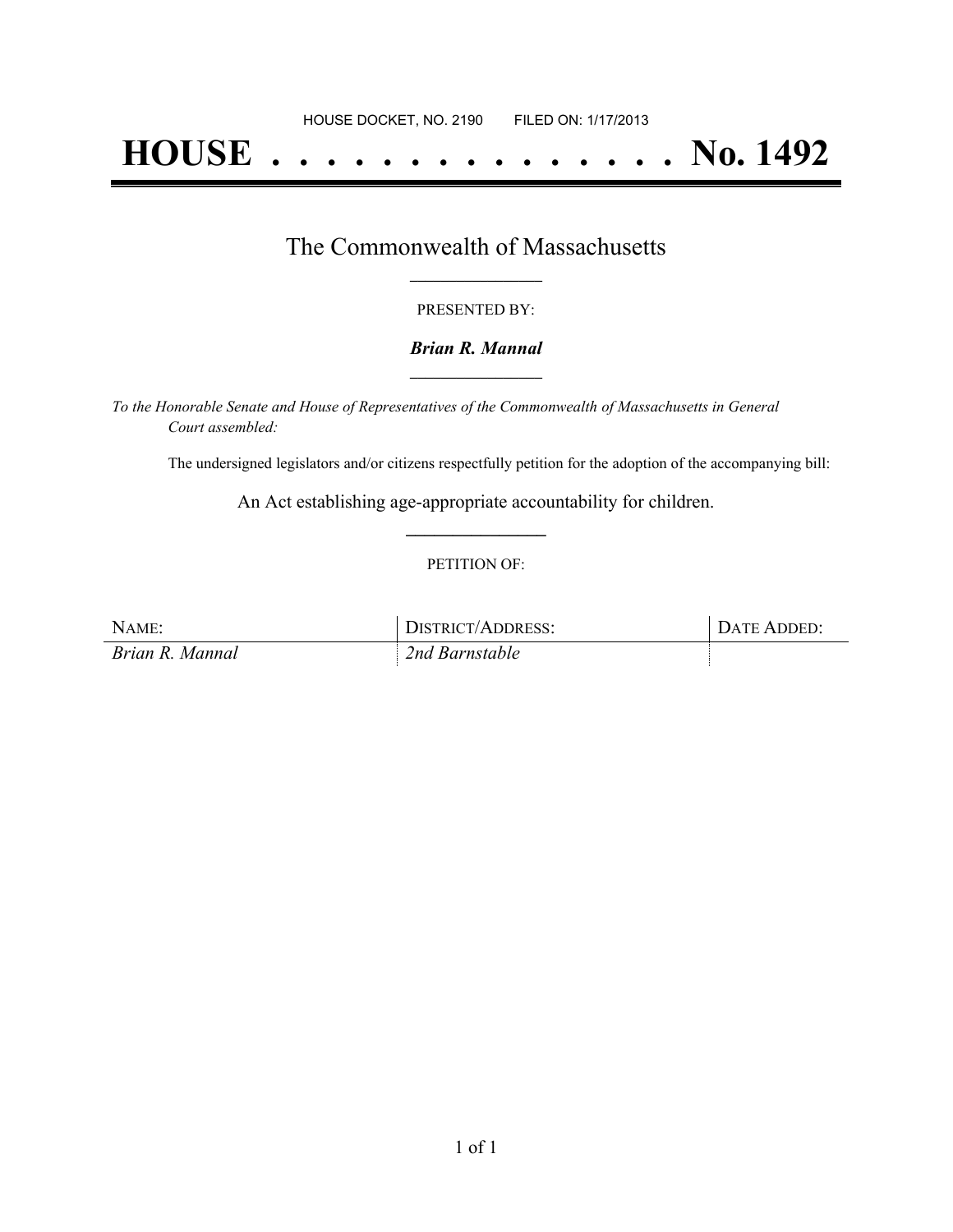HOUSE DOCKET, NO. 2190        FILED ON: 1/17/2013

# HOUSE . . . . . . . . . . . . . . . No. 1492

## The Commonwealth of Massachusetts

PRESENTED BY:

***Brian R. Mannal***

*To the Honorable Senate and House of Representatives of the Commonwealth of Massachusetts in General Court assembled:*

The undersigned legislators and/or citizens respectfully petition for the adoption of the accompanying bill:

An Act establishing age-appropriate accountability for children.

PETITION OF:

| NAME: | DISTRICT/ADDRESS: | DATE ADDED: |
|---|---|---|
| *Brian R. Mannal* | *2nd Barnstable* | |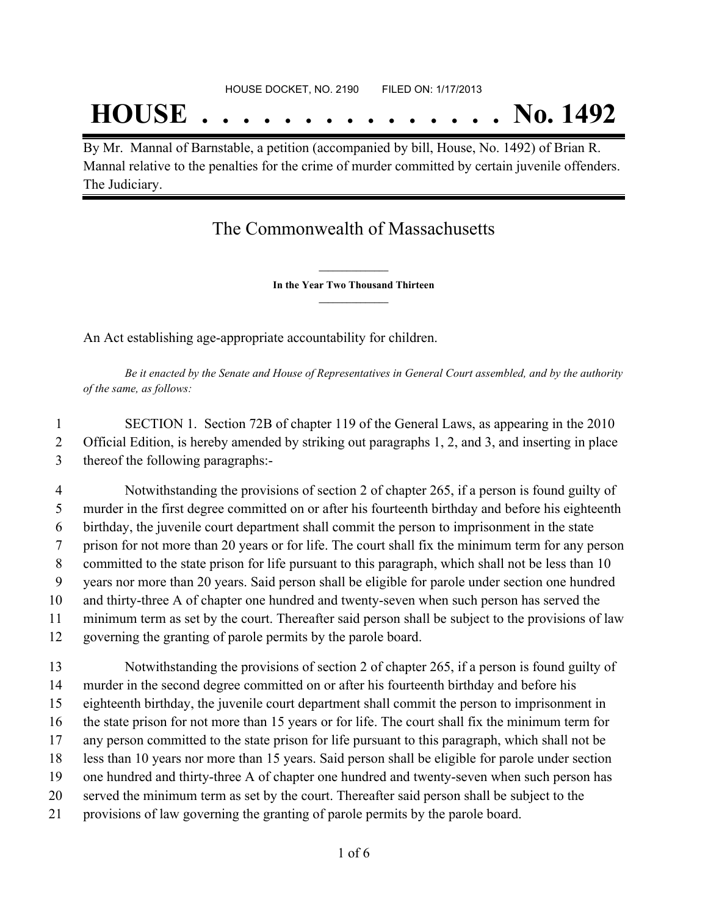HOUSE DOCKET, NO. 2190 FILED ON: 1/17/2013

# HOUSE . . . . . . . . . . . . . . . No. 1492

By Mr. Mannal of Barnstable, a petition (accompanied by bill, House, No. 1492) of Brian R. Mannal relative to the penalties for the crime of murder committed by certain juvenile offenders. The Judiciary.

## The Commonwealth of Massachusetts

**In the Year Two Thousand Thirteen**

An Act establishing age-appropriate accountability for children.

*Be it enacted by the Senate and House of Representatives in General Court assembled, and by the authority of the same, as follows:*

1 SECTION 1. Section 72B of chapter 119 of the General Laws, as appearing in the 2010
2 Official Edition, is hereby amended by striking out paragraphs 1, 2, and 3, and inserting in place
3 thereof the following paragraphs:-

4 Notwithstanding the provisions of section 2 of chapter 265, if a person is found guilty of
5 murder in the first degree committed on or after his fourteenth birthday and before his eighteenth
6 birthday, the juvenile court department shall commit the person to imprisonment in the state
7 prison for not more than 20 years or for life. The court shall fix the minimum term for any person
8 committed to the state prison for life pursuant to this paragraph, which shall not be less than 10
9 years nor more than 20 years. Said person shall be eligible for parole under section one hundred
10 and thirty-three A of chapter one hundred and twenty-seven when such person has served the
11 minimum term as set by the court. Thereafter said person shall be subject to the provisions of law
12 governing the granting of parole permits by the parole board.

13 Notwithstanding the provisions of section 2 of chapter 265, if a person is found guilty of
14 murder in the second degree committed on or after his fourteenth birthday and before his
15 eighteenth birthday, the juvenile court department shall commit the person to imprisonment in
16 the state prison for not more than 15 years or for life. The court shall fix the minimum term for
17 any person committed to the state prison for life pursuant to this paragraph, which shall not be
18 less than 10 years nor more than 15 years. Said person shall be eligible for parole under section
19 one hundred and thirty-three A of chapter one hundred and twenty-seven when such person has
20 served the minimum term as set by the court. Thereafter said person shall be subject to the
21 provisions of law governing the granting of parole permits by the parole board.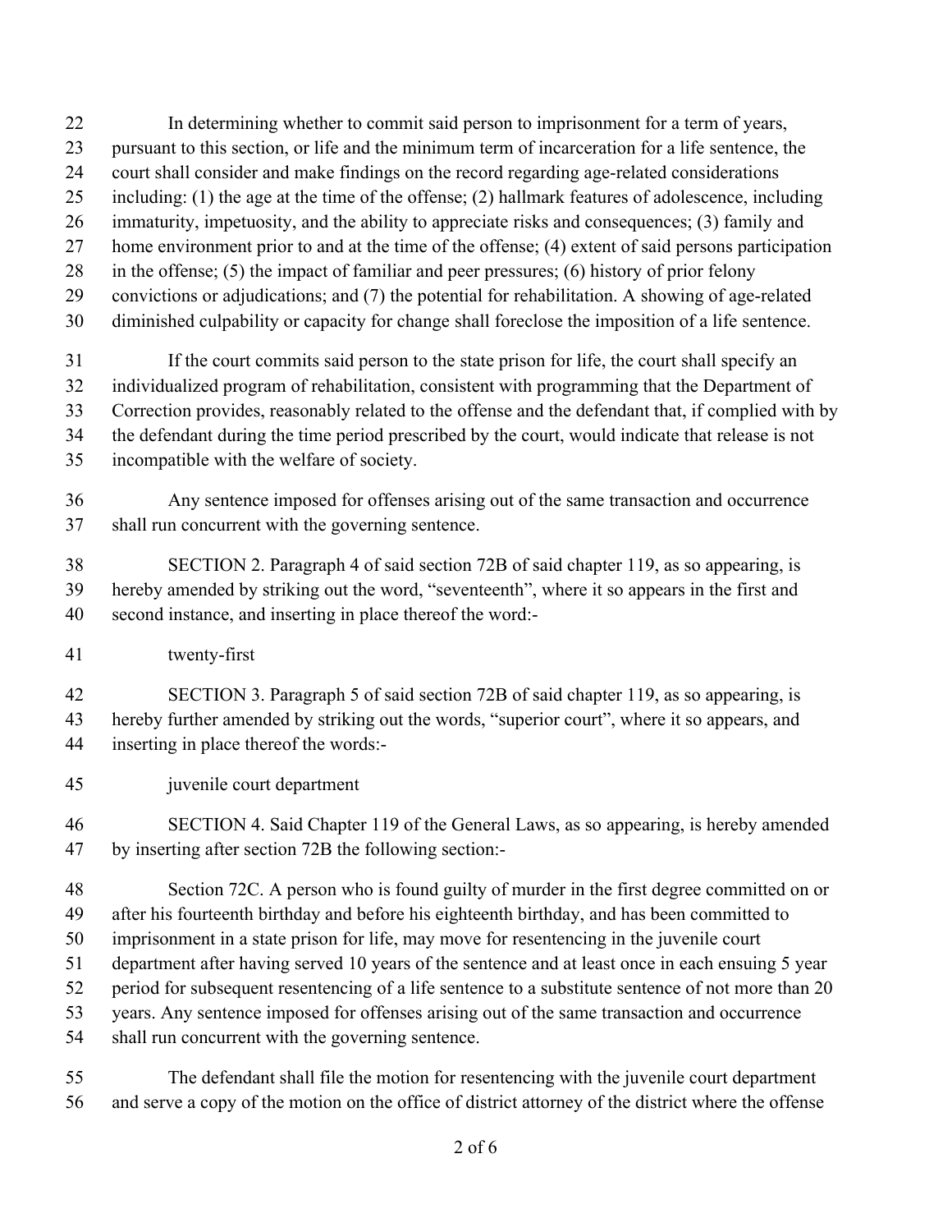In determining whether to commit said person to imprisonment for a term of years, pursuant to this section, or life and the minimum term of incarceration for a life sentence, the court shall consider and make findings on the record regarding age-related considerations including: (1) the age at the time of the offense; (2) hallmark features of adolescence, including immaturity, impetuosity, and the ability to appreciate risks and consequences; (3) family and home environment prior to and at the time of the offense; (4) extent of said persons participation in the offense; (5) the impact of familiar and peer pressures; (6) history of prior felony convictions or adjudications; and (7) the potential for rehabilitation. A showing of age-related diminished culpability or capacity for change shall foreclose the imposition of a life sentence.

If the court commits said person to the state prison for life, the court shall specify an individualized program of rehabilitation, consistent with programming that the Department of Correction provides, reasonably related to the offense and the defendant that, if complied with by the defendant during the time period prescribed by the court, would indicate that release is not incompatible with the welfare of society.

Any sentence imposed for offenses arising out of the same transaction and occurrence shall run concurrent with the governing sentence.

SECTION 2. Paragraph 4 of said section 72B of said chapter 119, as so appearing, is hereby amended by striking out the word, "seventeenth", where it so appears in the first and second instance, and inserting in place thereof the word:-

twenty-first

SECTION 3. Paragraph 5 of said section 72B of said chapter 119, as so appearing, is hereby further amended by striking out the words, "superior court", where it so appears, and inserting in place thereof the words:-

juvenile court department

SECTION 4. Said Chapter 119 of the General Laws, as so appearing, is hereby amended by inserting after section 72B the following section:-

Section 72C. A person who is found guilty of murder in the first degree committed on or after his fourteenth birthday and before his eighteenth birthday, and has been committed to imprisonment in a state prison for life, may move for resentencing in the juvenile court department after having served 10 years of the sentence and at least once in each ensuing 5 year period for subsequent resentencing of a life sentence to a substitute sentence of not more than 20 years. Any sentence imposed for offenses arising out of the same transaction and occurrence shall run concurrent with the governing sentence.

The defendant shall file the motion for resentencing with the juvenile court department and serve a copy of the motion on the office of district attorney of the district where the offense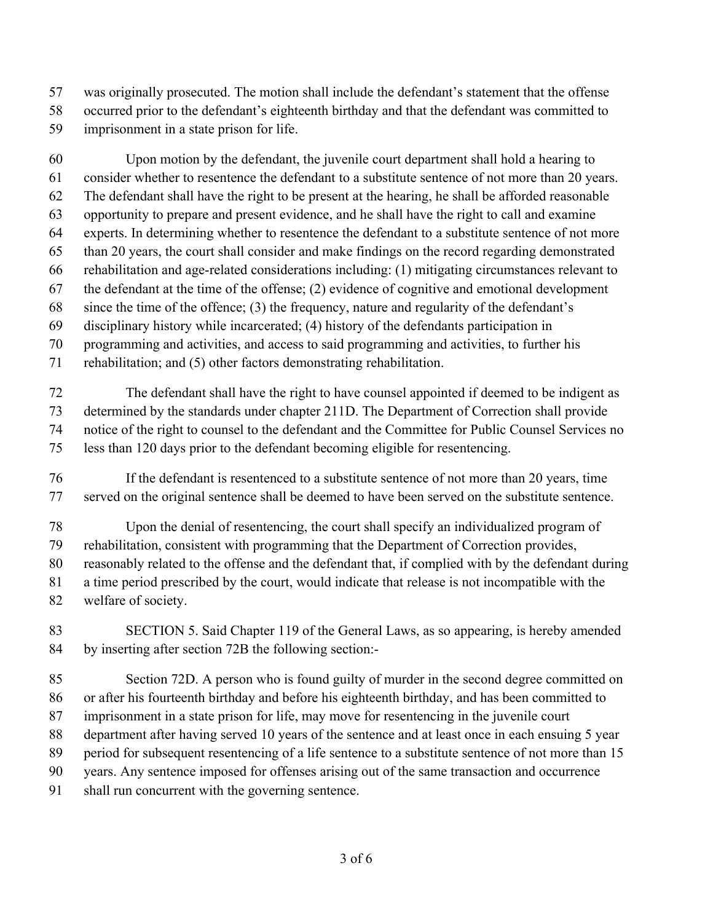was originally prosecuted. The motion shall include the defendant's statement that the offense occurred prior to the defendant's eighteenth birthday and that the defendant was committed to imprisonment in a state prison for life.

Upon motion by the defendant, the juvenile court department shall hold a hearing to consider whether to resentence the defendant to a substitute sentence of not more than 20 years. The defendant shall have the right to be present at the hearing, he shall be afforded reasonable opportunity to prepare and present evidence, and he shall have the right to call and examine experts. In determining whether to resentence the defendant to a substitute sentence of not more than 20 years, the court shall consider and make findings on the record regarding demonstrated rehabilitation and age-related considerations including: (1) mitigating circumstances relevant to the defendant at the time of the offense; (2) evidence of cognitive and emotional development since the time of the offence; (3) the frequency, nature and regularity of the defendant's disciplinary history while incarcerated; (4) history of the defendants participation in programming and activities, and access to said programming and activities, to further his rehabilitation; and (5) other factors demonstrating rehabilitation.

The defendant shall have the right to have counsel appointed if deemed to be indigent as determined by the standards under chapter 211D. The Department of Correction shall provide notice of the right to counsel to the defendant and the Committee for Public Counsel Services no less than 120 days prior to the defendant becoming eligible for resentencing.

If the defendant is resentenced to a substitute sentence of not more than 20 years, time served on the original sentence shall be deemed to have been served on the substitute sentence.

Upon the denial of resentencing, the court shall specify an individualized program of rehabilitation, consistent with programming that the Department of Correction provides, reasonably related to the offense and the defendant that, if complied with by the defendant during a time period prescribed by the court, would indicate that release is not incompatible with the welfare of society.

SECTION 5. Said Chapter 119 of the General Laws, as so appearing, is hereby amended by inserting after section 72B the following section:-

Section 72D. A person who is found guilty of murder in the second degree committed on or after his fourteenth birthday and before his eighteenth birthday, and has been committed to imprisonment in a state prison for life, may move for resentencing in the juvenile court department after having served 10 years of the sentence and at least once in each ensuing 5 year period for subsequent resentencing of a life sentence to a substitute sentence of not more than 15 years. Any sentence imposed for offenses arising out of the same transaction and occurrence shall run concurrent with the governing sentence.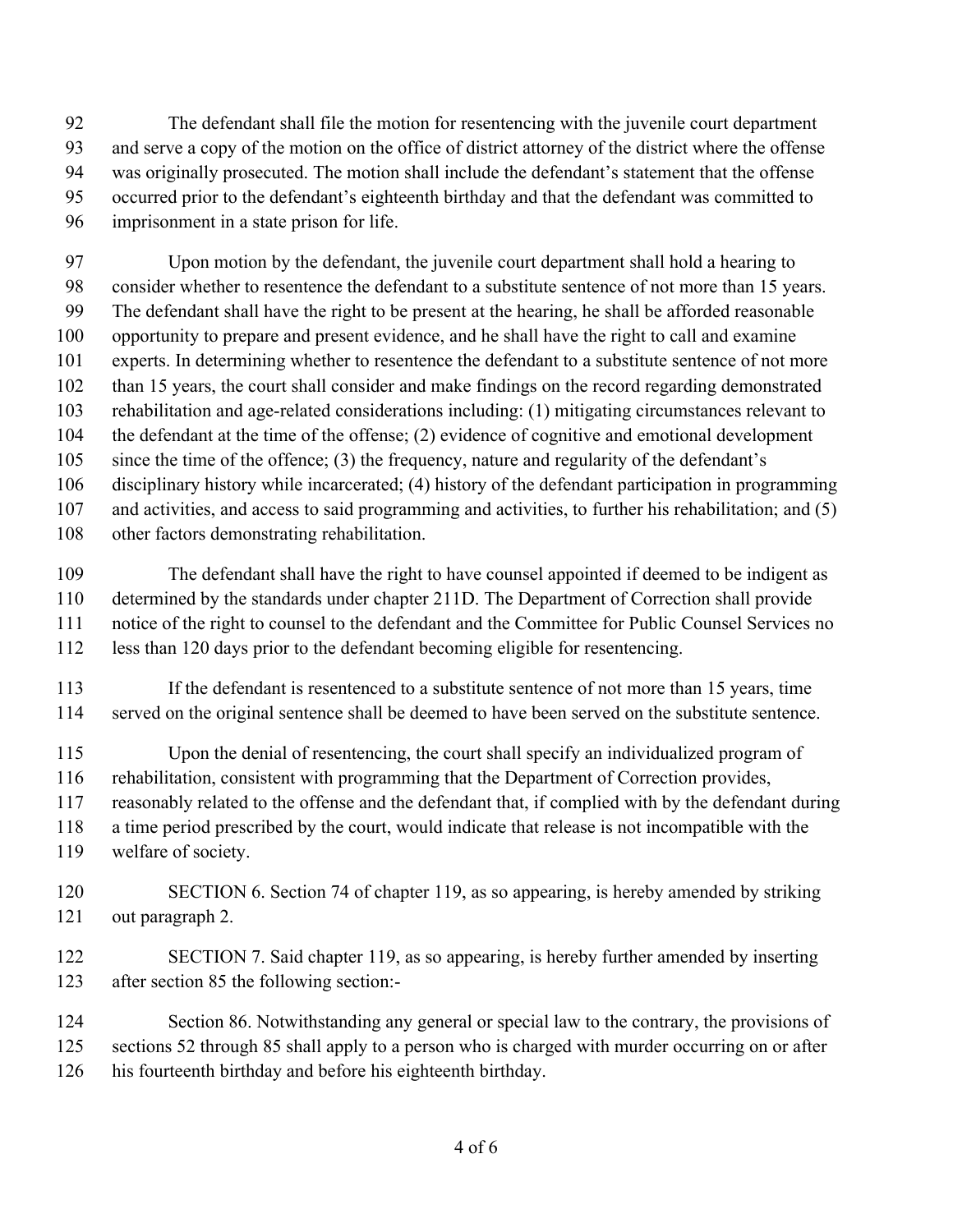The defendant shall file the motion for resentencing with the juvenile court department and serve a copy of the motion on the office of district attorney of the district where the offense was originally prosecuted. The motion shall include the defendant's statement that the offense occurred prior to the defendant's eighteenth birthday and that the defendant was committed to imprisonment in a state prison for life.

Upon motion by the defendant, the juvenile court department shall hold a hearing to consider whether to resentence the defendant to a substitute sentence of not more than 15 years. The defendant shall have the right to be present at the hearing, he shall be afforded reasonable opportunity to prepare and present evidence, and he shall have the right to call and examine experts. In determining whether to resentence the defendant to a substitute sentence of not more than 15 years, the court shall consider and make findings on the record regarding demonstrated rehabilitation and age-related considerations including: (1) mitigating circumstances relevant to the defendant at the time of the offense; (2) evidence of cognitive and emotional development since the time of the offence; (3) the frequency, nature and regularity of the defendant's disciplinary history while incarcerated; (4) history of the defendant participation in programming and activities, and access to said programming and activities, to further his rehabilitation; and (5) other factors demonstrating rehabilitation.

The defendant shall have the right to have counsel appointed if deemed to be indigent as determined by the standards under chapter 211D. The Department of Correction shall provide notice of the right to counsel to the defendant and the Committee for Public Counsel Services no less than 120 days prior to the defendant becoming eligible for resentencing.

If the defendant is resentenced to a substitute sentence of not more than 15 years, time served on the original sentence shall be deemed to have been served on the substitute sentence.

Upon the denial of resentencing, the court shall specify an individualized program of rehabilitation, consistent with programming that the Department of Correction provides, reasonably related to the offense and the defendant that, if complied with by the defendant during a time period prescribed by the court, would indicate that release is not incompatible with the welfare of society.

SECTION 6. Section 74 of chapter 119, as so appearing, is hereby amended by striking out paragraph 2.

SECTION 7. Said chapter 119, as so appearing, is hereby further amended by inserting after section 85 the following section:-

Section 86. Notwithstanding any general or special law to the contrary, the provisions of sections 52 through 85 shall apply to a person who is charged with murder occurring on or after his fourteenth birthday and before his eighteenth birthday.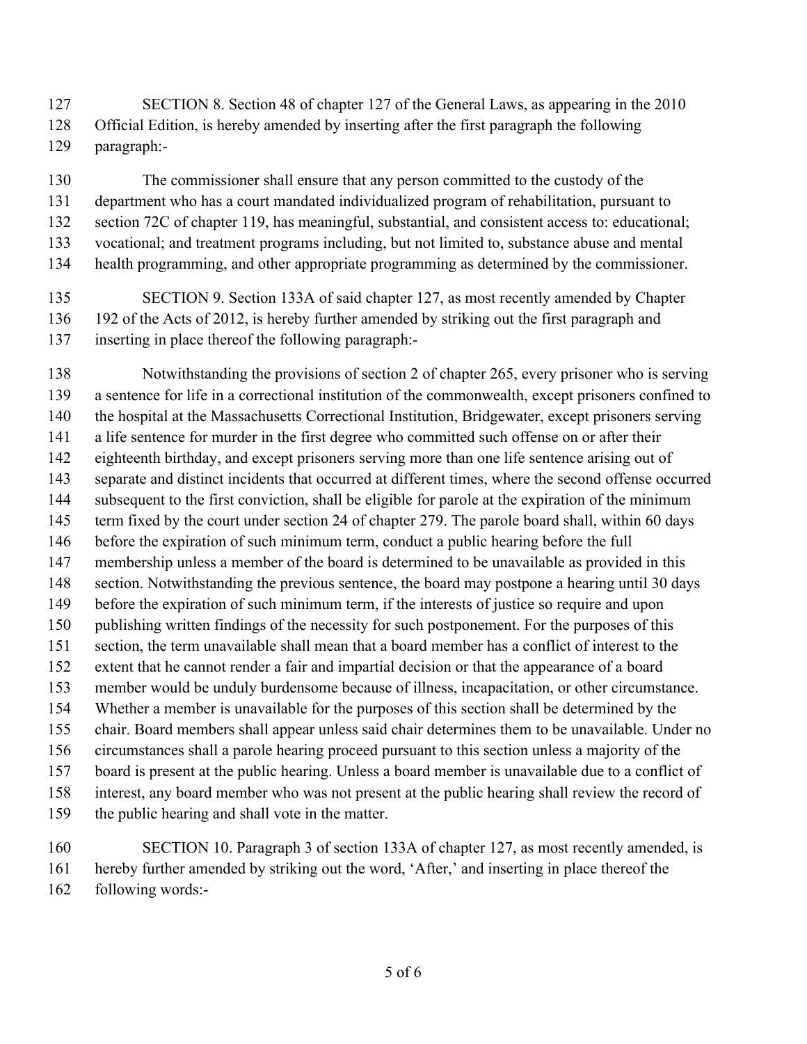SECTION 8. Section 48 of chapter 127 of the General Laws, as appearing in the 2010 Official Edition, is hereby amended by inserting after the first paragraph the following paragraph:-

The commissioner shall ensure that any person committed to the custody of the department who has a court mandated individualized program of rehabilitation, pursuant to section 72C of chapter 119, has meaningful, substantial, and consistent access to: educational; vocational; and treatment programs including, but not limited to, substance abuse and mental health programming, and other appropriate programming as determined by the commissioner.

SECTION 9. Section 133A of said chapter 127, as most recently amended by Chapter 192 of the Acts of 2012, is hereby further amended by striking out the first paragraph and inserting in place thereof the following paragraph:-

Notwithstanding the provisions of section 2 of chapter 265, every prisoner who is serving a sentence for life in a correctional institution of the commonwealth, except prisoners confined to the hospital at the Massachusetts Correctional Institution, Bridgewater, except prisoners serving a life sentence for murder in the first degree who committed such offense on or after their eighteenth birthday, and except prisoners serving more than one life sentence arising out of separate and distinct incidents that occurred at different times, where the second offense occurred subsequent to the first conviction, shall be eligible for parole at the expiration of the minimum term fixed by the court under section 24 of chapter 279. The parole board shall, within 60 days before the expiration of such minimum term, conduct a public hearing before the full membership unless a member of the board is determined to be unavailable as provided in this section. Notwithstanding the previous sentence, the board may postpone a hearing until 30 days before the expiration of such minimum term, if the interests of justice so require and upon publishing written findings of the necessity for such postponement. For the purposes of this section, the term unavailable shall mean that a board member has a conflict of interest to the extent that he cannot render a fair and impartial decision or that the appearance of a board member would be unduly burdensome because of illness, incapacitation, or other circumstance. Whether a member is unavailable for the purposes of this section shall be determined by the chair. Board members shall appear unless said chair determines them to be unavailable. Under no circumstances shall a parole hearing proceed pursuant to this section unless a majority of the board is present at the public hearing. Unless a board member is unavailable due to a conflict of interest, any board member who was not present at the public hearing shall review the record of the public hearing and shall vote in the matter.

SECTION 10. Paragraph 3 of section 133A of chapter 127, as most recently amended, is hereby further amended by striking out the word, 'After,' and inserting in place thereof the following words:-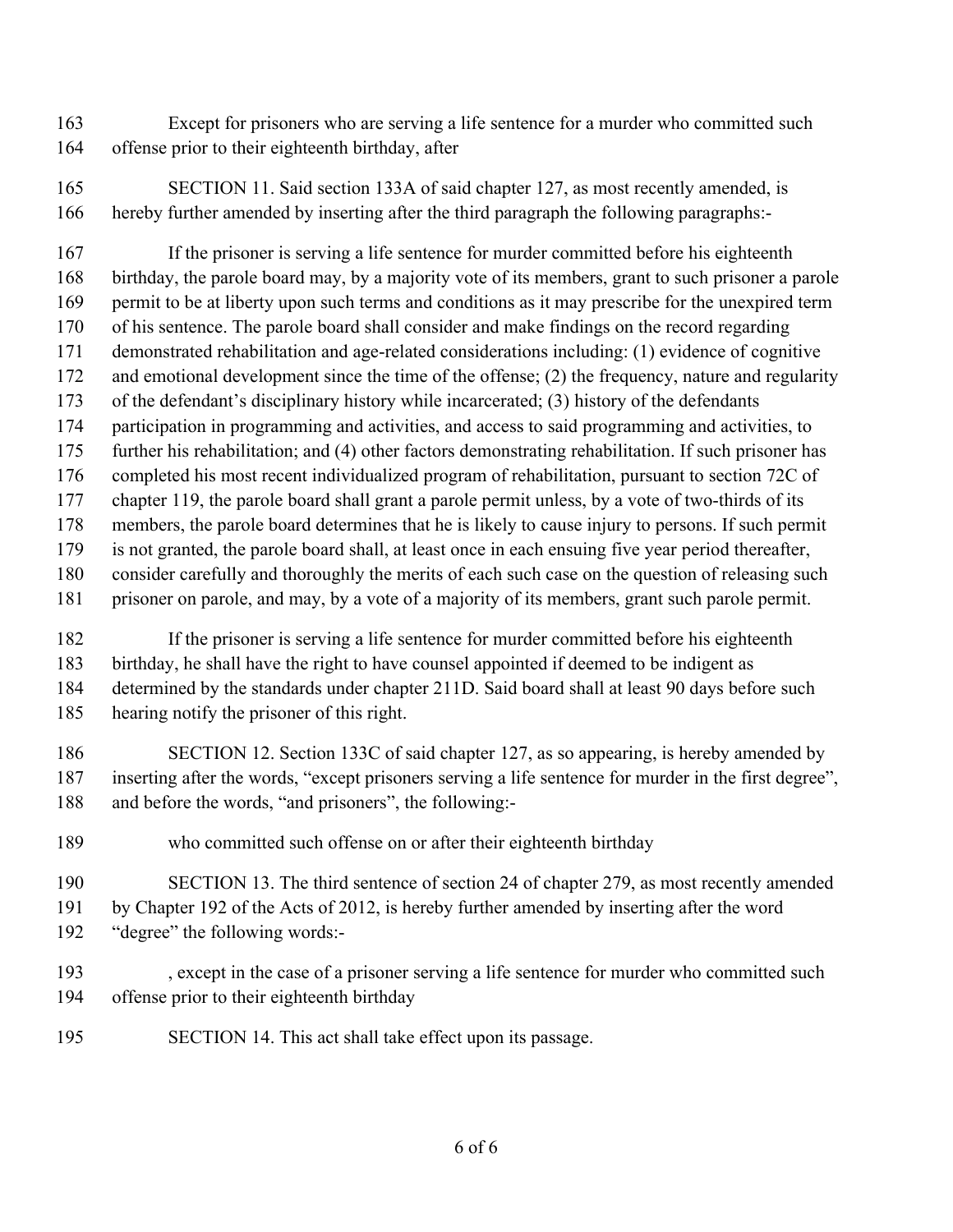Except for prisoners who are serving a life sentence for a murder who committed such offense prior to their eighteenth birthday, after

SECTION 11. Said section 133A of said chapter 127, as most recently amended, is hereby further amended by inserting after the third paragraph the following paragraphs:-

If the prisoner is serving a life sentence for murder committed before his eighteenth birthday, the parole board may, by a majority vote of its members, grant to such prisoner a parole permit to be at liberty upon such terms and conditions as it may prescribe for the unexpired term of his sentence. The parole board shall consider and make findings on the record regarding demonstrated rehabilitation and age-related considerations including: (1) evidence of cognitive and emotional development since the time of the offense; (2) the frequency, nature and regularity of the defendant's disciplinary history while incarcerated; (3) history of the defendants participation in programming and activities, and access to said programming and activities, to further his rehabilitation; and (4) other factors demonstrating rehabilitation. If such prisoner has completed his most recent individualized program of rehabilitation, pursuant to section 72C of chapter 119, the parole board shall grant a parole permit unless, by a vote of two-thirds of its members, the parole board determines that he is likely to cause injury to persons. If such permit is not granted, the parole board shall, at least once in each ensuing five year period thereafter, consider carefully and thoroughly the merits of each such case on the question of releasing such prisoner on parole, and may, by a vote of a majority of its members, grant such parole permit.

If the prisoner is serving a life sentence for murder committed before his eighteenth birthday, he shall have the right to have counsel appointed if deemed to be indigent as determined by the standards under chapter 211D. Said board shall at least 90 days before such hearing notify the prisoner of this right.

SECTION 12. Section 133C of said chapter 127, as so appearing, is hereby amended by inserting after the words, "except prisoners serving a life sentence for murder in the first degree", and before the words, "and prisoners", the following:-

who committed such offense on or after their eighteenth birthday

SECTION 13. The third sentence of section 24 of chapter 279, as most recently amended by Chapter 192 of the Acts of 2012, is hereby further amended by inserting after the word "degree" the following words:-

, except in the case of a prisoner serving a life sentence for murder who committed such offense prior to their eighteenth birthday

SECTION 14. This act shall take effect upon its passage.